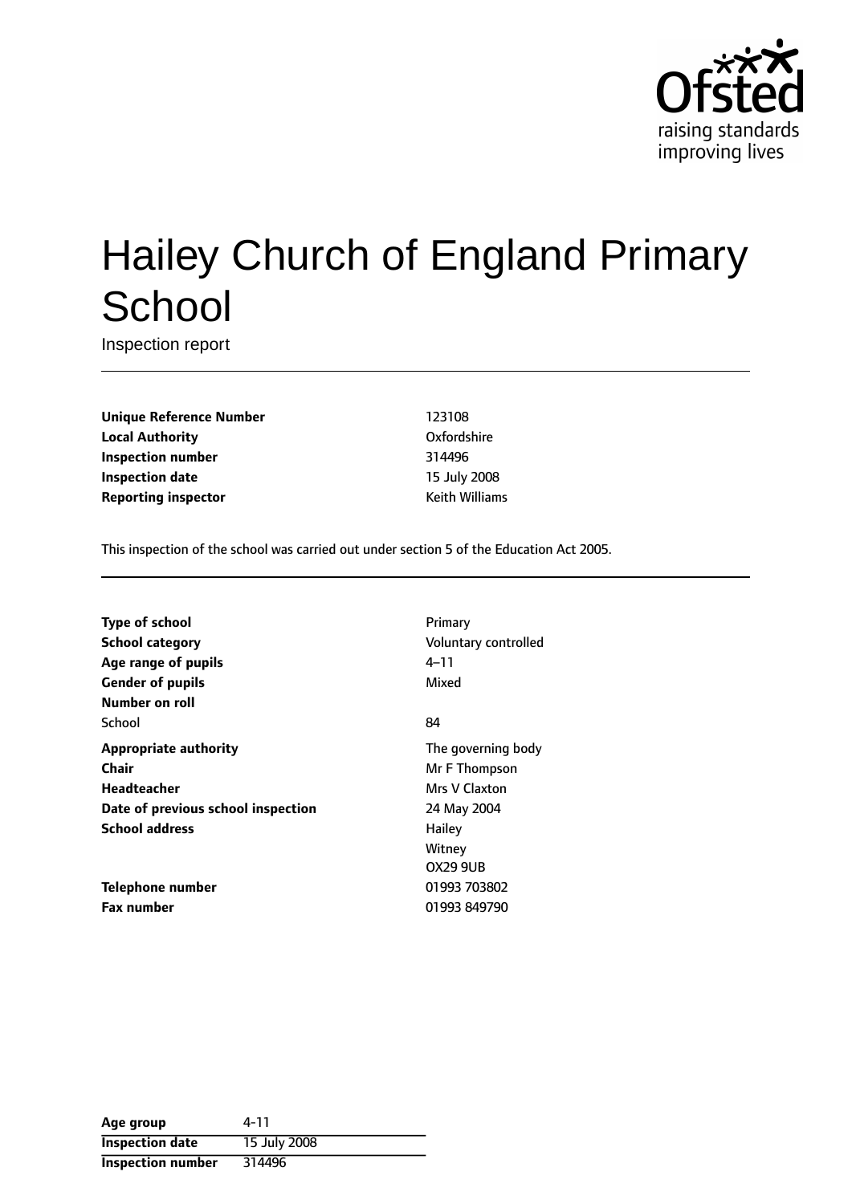# Hailey Church of England Primary School

Inspection report

| | |
|---|---|
| **Unique Reference Number** | 123108 |
| **Local Authority** | Oxfordshire |
| **Inspection number** | 314496 |
| **Inspection date** | 15 July 2008 |
| **Reporting inspector** | Keith Williams |

This inspection of the school was carried out under section 5 of the Education Act 2005.

| | |
|---|---|
| **Type of school** | Primary |
| **School category** | Voluntary controlled |
| **Age range of pupils** | 4–11 |
| **Gender of pupils** | Mixed |
| **Number on roll** | |
| School | 84 |
| **Appropriate authority** | The governing body |
| **Chair** | Mr F Thompson |
| **Headteacher** | Mrs V Claxton |
| **Date of previous school inspection** | 24 May 2004 |
| **School address** | Hailey<br>Witney<br>OX29 9UB |
| **Telephone number** | 01993 703802 |
| **Fax number** | 01993 849790 |

| | |
|---|---|
| **Age group** | 4-11 |
| **Inspection date** | 15 July 2008 |
| **Inspection number** | 314496 |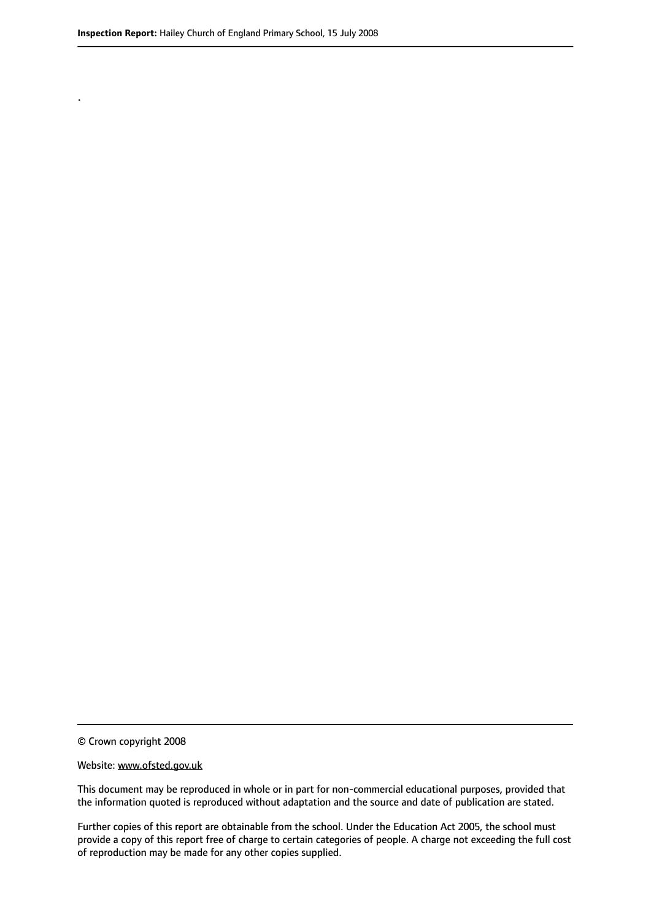.

© Crown copyright 2008

Website: www.ofsted.gov.uk

This document may be reproduced in whole or in part for non-commercial educational purposes, provided that the information quoted is reproduced without adaptation and the source and date of publication are stated.

Further copies of this report are obtainable from the school. Under the Education Act 2005, the school must provide a copy of this report free of charge to certain categories of people. A charge not exceeding the full cost of reproduction may be made for any other copies supplied.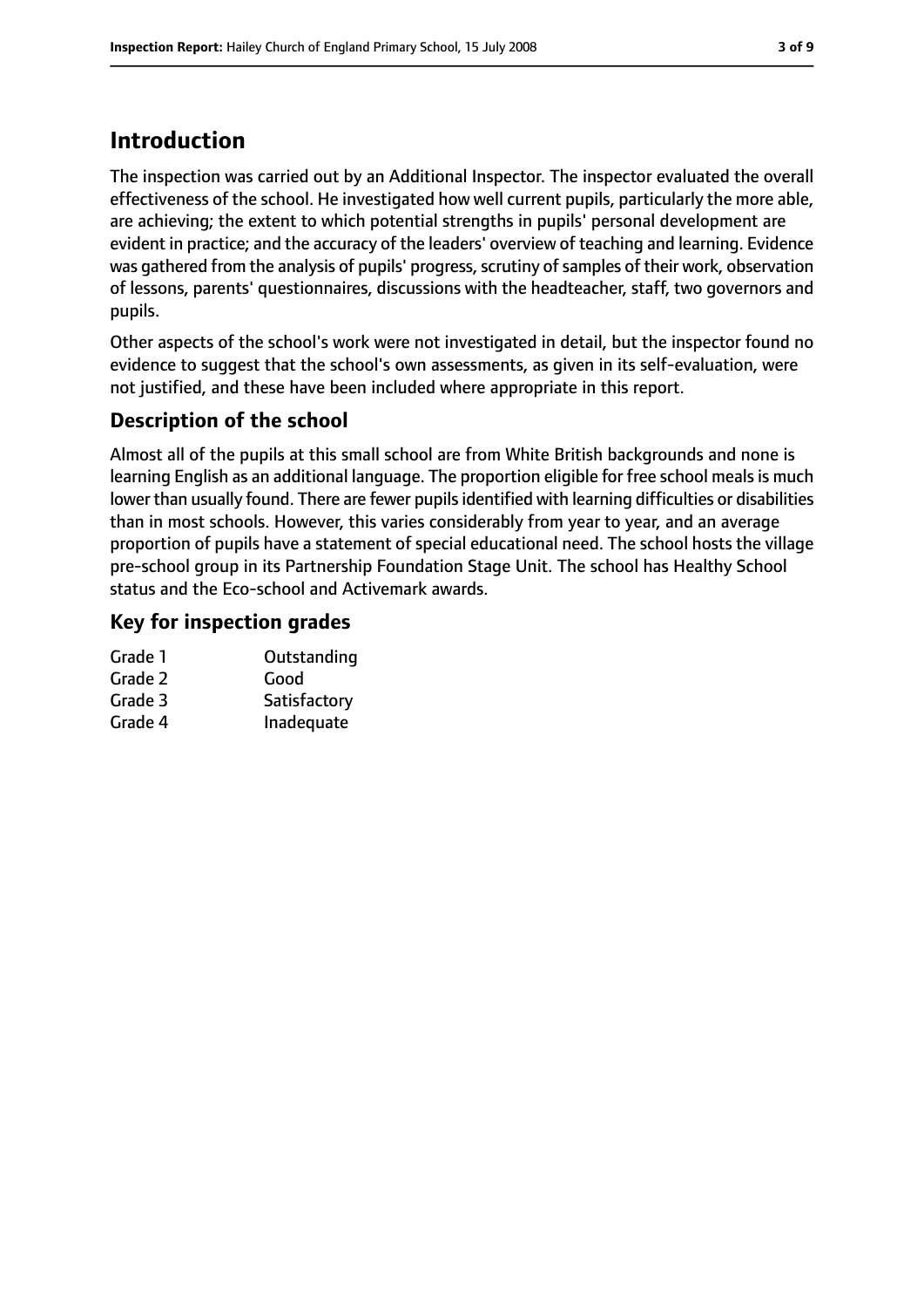# Introduction

The inspection was carried out by an Additional Inspector. The inspector evaluated the overall effectiveness of the school. He investigated how well current pupils, particularly the more able, are achieving; the extent to which potential strengths in pupils' personal development are evident in practice; and the accuracy of the leaders' overview of teaching and learning. Evidence was gathered from the analysis of pupils' progress, scrutiny of samples of their work, observation of lessons, parents' questionnaires, discussions with the headteacher, staff, two governors and pupils.

Other aspects of the school's work were not investigated in detail, but the inspector found no evidence to suggest that the school's own assessments, as given in its self-evaluation, were not justified, and these have been included where appropriate in this report.

## Description of the school

Almost all of the pupils at this small school are from White British backgrounds and none is learning English as an additional language. The proportion eligible for free school meals is much lower than usually found. There are fewer pupils identified with learning difficulties or disabilities than in most schools. However, this varies considerably from year to year, and an average proportion of pupils have a statement of special educational need. The school hosts the village pre-school group in its Partnership Foundation Stage Unit. The school has Healthy School status and the Eco-school and Activemark awards.

## Key for inspection grades

| | |
|---|---|
| Grade 1 | Outstanding |
| Grade 2 | Good |
| Grade 3 | Satisfactory |
| Grade 4 | Inadequate |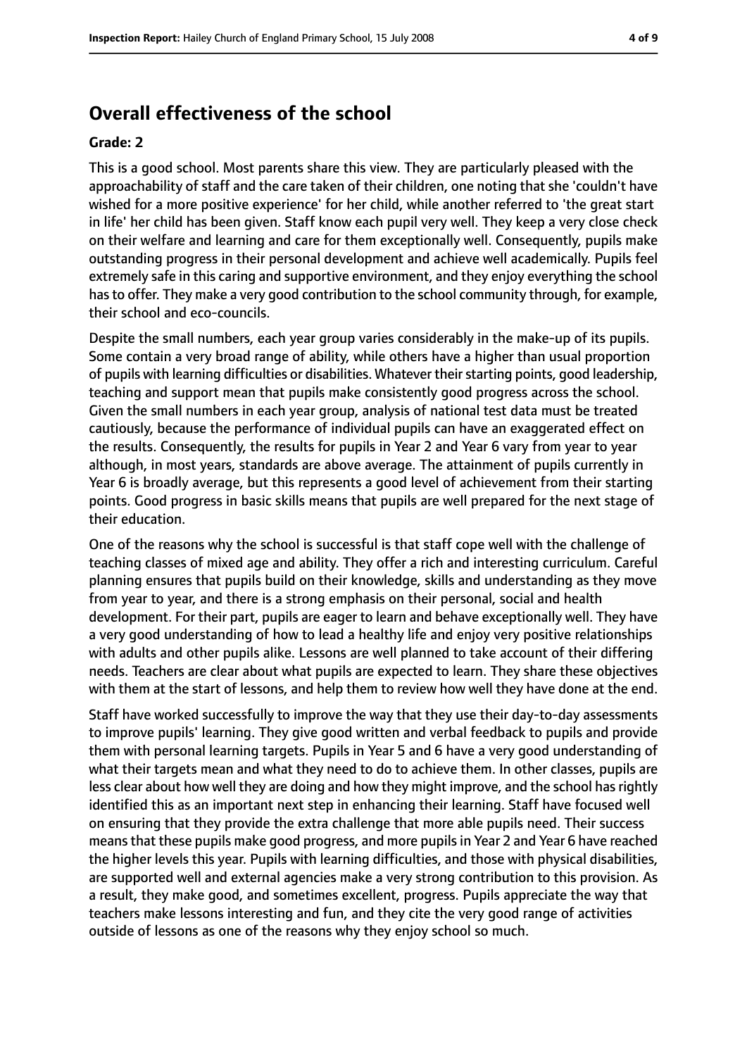## Overall effectiveness of the school

**Grade: 2**

This is a good school. Most parents share this view. They are particularly pleased with the approachability of staff and the care taken of their children, one noting that she 'couldn't have wished for a more positive experience' for her child, while another referred to 'the great start in life' her child has been given. Staff know each pupil very well. They keep a very close check on their welfare and learning and care for them exceptionally well. Consequently, pupils make outstanding progress in their personal development and achieve well academically. Pupils feel extremely safe in this caring and supportive environment, and they enjoy everything the school has to offer. They make a very good contribution to the school community through, for example, their school and eco-councils.

Despite the small numbers, each year group varies considerably in the make-up of its pupils. Some contain a very broad range of ability, while others have a higher than usual proportion of pupils with learning difficulties or disabilities. Whatever their starting points, good leadership, teaching and support mean that pupils make consistently good progress across the school. Given the small numbers in each year group, analysis of national test data must be treated cautiously, because the performance of individual pupils can have an exaggerated effect on the results. Consequently, the results for pupils in Year 2 and Year 6 vary from year to year although, in most years, standards are above average. The attainment of pupils currently in Year 6 is broadly average, but this represents a good level of achievement from their starting points. Good progress in basic skills means that pupils are well prepared for the next stage of their education.

One of the reasons why the school is successful is that staff cope well with the challenge of teaching classes of mixed age and ability. They offer a rich and interesting curriculum. Careful planning ensures that pupils build on their knowledge, skills and understanding as they move from year to year, and there is a strong emphasis on their personal, social and health development. For their part, pupils are eager to learn and behave exceptionally well. They have a very good understanding of how to lead a healthy life and enjoy very positive relationships with adults and other pupils alike. Lessons are well planned to take account of their differing needs. Teachers are clear about what pupils are expected to learn. They share these objectives with them at the start of lessons, and help them to review how well they have done at the end.

Staff have worked successfully to improve the way that they use their day-to-day assessments to improve pupils' learning. They give good written and verbal feedback to pupils and provide them with personal learning targets. Pupils in Year 5 and 6 have a very good understanding of what their targets mean and what they need to do to achieve them. In other classes, pupils are less clear about how well they are doing and how they might improve, and the school has rightly identified this as an important next step in enhancing their learning. Staff have focused well on ensuring that they provide the extra challenge that more able pupils need. Their success means that these pupils make good progress, and more pupils in Year 2 and Year 6 have reached the higher levels this year. Pupils with learning difficulties, and those with physical disabilities, are supported well and external agencies make a very strong contribution to this provision. As a result, they make good, and sometimes excellent, progress. Pupils appreciate the way that teachers make lessons interesting and fun, and they cite the very good range of activities outside of lessons as one of the reasons why they enjoy school so much.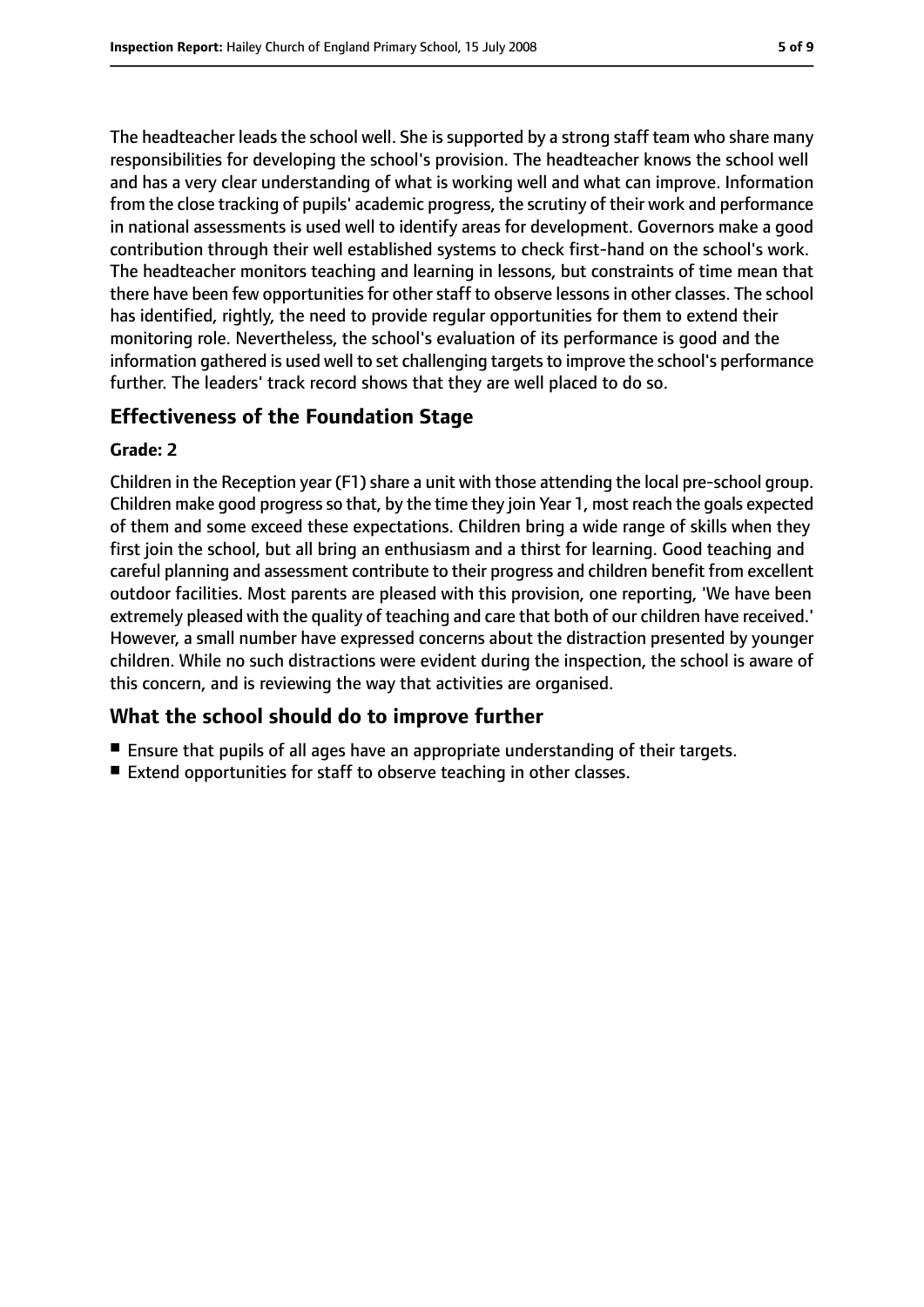The headteacher leads the school well. She is supported by a strong staff team who share many responsibilities for developing the school's provision. The headteacher knows the school well and has a very clear understanding of what is working well and what can improve. Information from the close tracking of pupils' academic progress, the scrutiny of their work and performance in national assessments is used well to identify areas for development. Governors make a good contribution through their well established systems to check first-hand on the school's work. The headteacher monitors teaching and learning in lessons, but constraints of time mean that there have been few opportunities for other staff to observe lessons in other classes. The school has identified, rightly, the need to provide regular opportunities for them to extend their monitoring role. Nevertheless, the school's evaluation of its performance is good and the information gathered is used well to set challenging targets to improve the school's performance further. The leaders' track record shows that they are well placed to do so.

## Effectiveness of the Foundation Stage

**Grade: 2**

Children in the Reception year (F1) share a unit with those attending the local pre-school group. Children make good progress so that, by the time they join Year 1, most reach the goals expected of them and some exceed these expectations. Children bring a wide range of skills when they first join the school, but all bring an enthusiasm and a thirst for learning. Good teaching and careful planning and assessment contribute to their progress and children benefit from excellent outdoor facilities. Most parents are pleased with this provision, one reporting, 'We have been extremely pleased with the quality of teaching and care that both of our children have received.' However, a small number have expressed concerns about the distraction presented by younger children. While no such distractions were evident during the inspection, the school is aware of this concern, and is reviewing the way that activities are organised.

## What the school should do to improve further

- Ensure that pupils of all ages have an appropriate understanding of their targets.
- Extend opportunities for staff to observe teaching in other classes.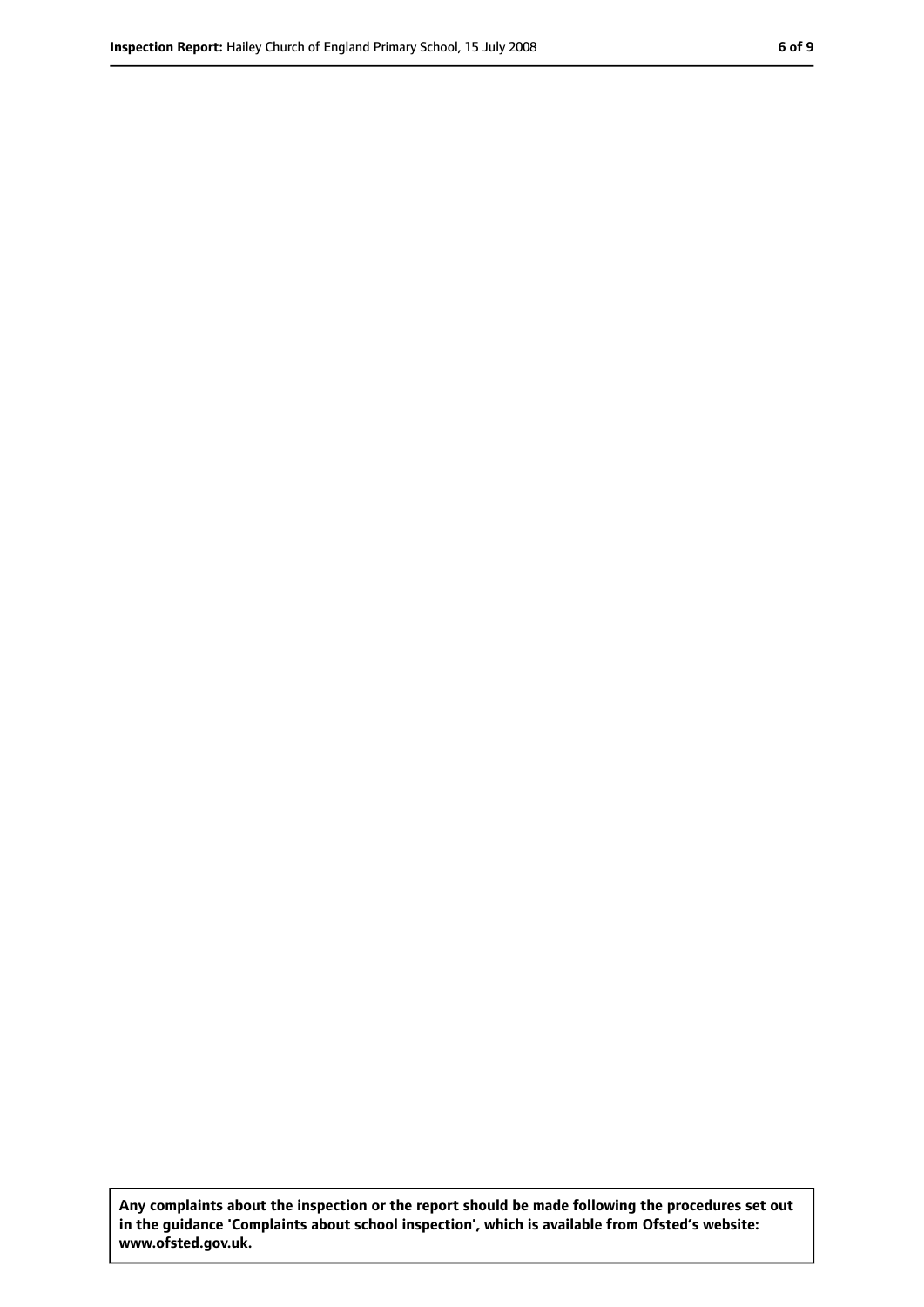**Any complaints about the inspection or the report should be made following the procedures set out in the guidance 'Complaints about school inspection', which is available from Ofsted's website: www.ofsted.gov.uk.**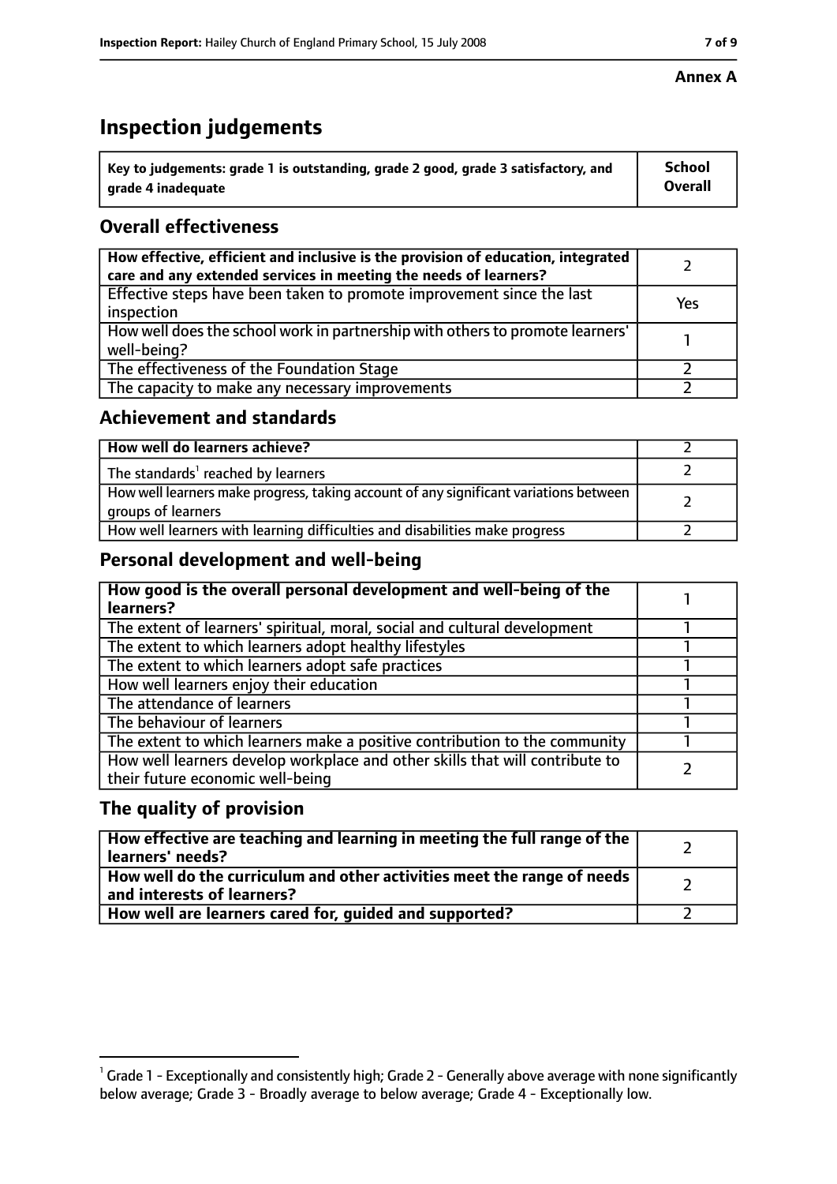**Annex A**

# Inspection judgements

| Key to judgements: grade 1 is outstanding, grade 2 good, grade 3 satisfactory, and grade 4 inadequate | School Overall |
|---|---|

## Overall effectiveness

| | |
|---|---|
| **How effective, efficient and inclusive is the provision of education, integrated care and any extended services in meeting the needs of learners?** | 2 |
| Effective steps have been taken to promote improvement since the last inspection | Yes |
| How well does the school work in partnership with others to promote learners' well-being? | 1 |
| The effectiveness of the Foundation Stage | 2 |
| The capacity to make any necessary improvements | 2 |

## Achievement and standards

| | |
|---|---|
| **How well do learners achieve?** | 2 |
| The standards[1] reached by learners | 2 |
| How well learners make progress, taking account of any significant variations between groups of learners | 2 |
| How well learners with learning difficulties and disabilities make progress | 2 |

## Personal development and well-being

| | |
|---|---|
| **How good is the overall personal development and well-being of the learners?** | 1 |
| The extent of learners' spiritual, moral, social and cultural development | 1 |
| The extent to which learners adopt healthy lifestyles | 1 |
| The extent to which learners adopt safe practices | 1 |
| How well learners enjoy their education | 1 |
| The attendance of learners | 1 |
| The behaviour of learners | 1 |
| The extent to which learners make a positive contribution to the community | 1 |
| How well learners develop workplace and other skills that will contribute to their future economic well-being | 2 |

## The quality of provision

| | |
|---|---|
| **How effective are teaching and learning in meeting the full range of the learners' needs?** | 2 |
| **How well do the curriculum and other activities meet the range of needs and interests of learners?** | 2 |
| **How well are learners cared for, guided and supported?** | 2 |

[1] Grade 1 - Exceptionally and consistently high; Grade 2 - Generally above average with none significantly below average; Grade 3 - Broadly average to below average; Grade 4 - Exceptionally low.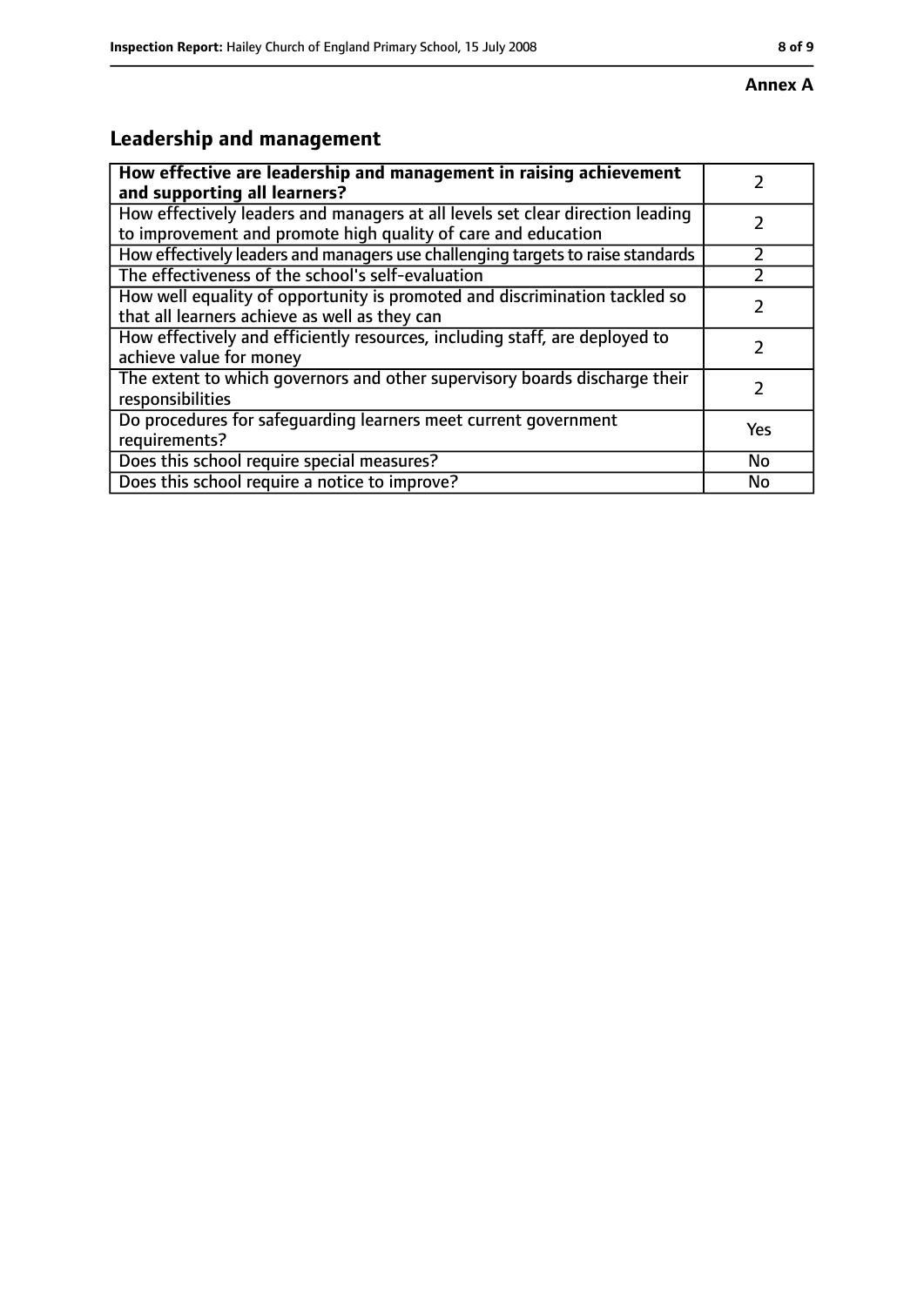**Annex A**

## Leadership and management

| **How effective are leadership and management in raising achievement and supporting all learners?** | 2 |
|---|---|
| How effectively leaders and managers at all levels set clear direction leading to improvement and promote high quality of care and education | 2 |
| How effectively leaders and managers use challenging targets to raise standards | 2 |
| The effectiveness of the school's self-evaluation | 2 |
| How well equality of opportunity is promoted and discrimination tackled so that all learners achieve as well as they can | 2 |
| How effectively and efficiently resources, including staff, are deployed to achieve value for money | 2 |
| The extent to which governors and other supervisory boards discharge their responsibilities | 2 |
| Do procedures for safeguarding learners meet current government requirements? | Yes |
| Does this school require special measures? | No |
| Does this school require a notice to improve? | No |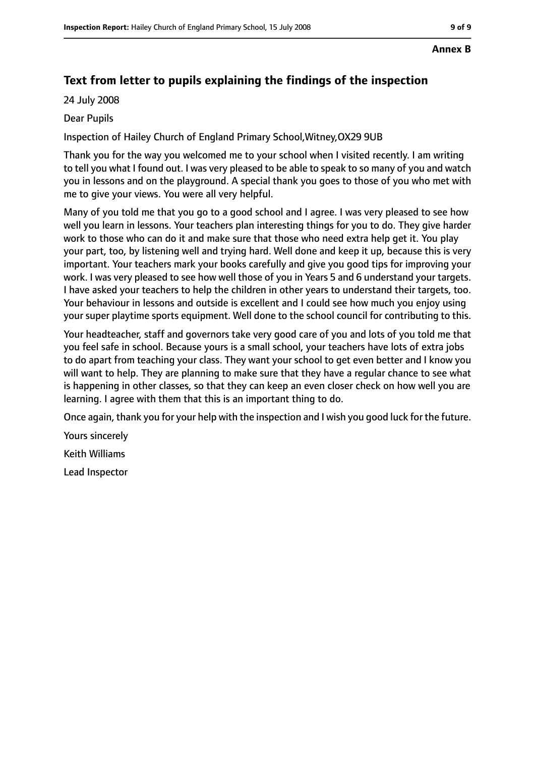**Annex B**

## Text from letter to pupils explaining the findings of the inspection

24 July 2008

Dear Pupils

Inspection of Hailey Church of England Primary School,Witney,OX29 9UB

Thank you for the way you welcomed me to your school when I visited recently. I am writing to tell you what I found out. I was very pleased to be able to speak to so many of you and watch you in lessons and on the playground. A special thank you goes to those of you who met with me to give your views. You were all very helpful.

Many of you told me that you go to a good school and I agree. I was very pleased to see how well you learn in lessons. Your teachers plan interesting things for you to do. They give harder work to those who can do it and make sure that those who need extra help get it. You play your part, too, by listening well and trying hard. Well done and keep it up, because this is very important. Your teachers mark your books carefully and give you good tips for improving your work. I was very pleased to see how well those of you in Years 5 and 6 understand your targets. I have asked your teachers to help the children in other years to understand their targets, too. Your behaviour in lessons and outside is excellent and I could see how much you enjoy using your super playtime sports equipment. Well done to the school council for contributing to this.

Your headteacher, staff and governors take very good care of you and lots of you told me that you feel safe in school. Because yours is a small school, your teachers have lots of extra jobs to do apart from teaching your class. They want your school to get even better and I know you will want to help. They are planning to make sure that they have a regular chance to see what is happening in other classes, so that they can keep an even closer check on how well you are learning. I agree with them that this is an important thing to do.

Once again, thank you for your help with the inspection and I wish you good luck for the future.

Yours sincerely

Keith Williams

Lead Inspector